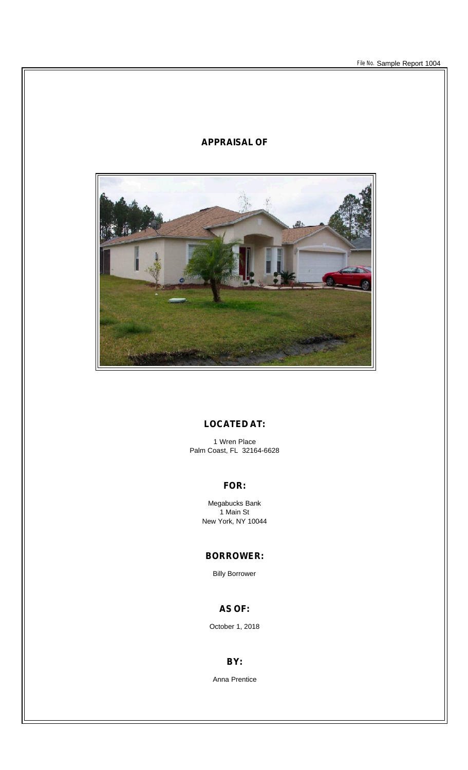File No. Sample Report 1004

## APPRAISAL OF

## LOCATED AT:

1 Wren Place
Palm Coast, FL 32164-6628

## FOR:

Megabucks Bank
1 Main St
New York, NY 10044

## BORROWER:

Billy Borrower

## AS OF:

October 1, 2018

## BY:

Anna Prentice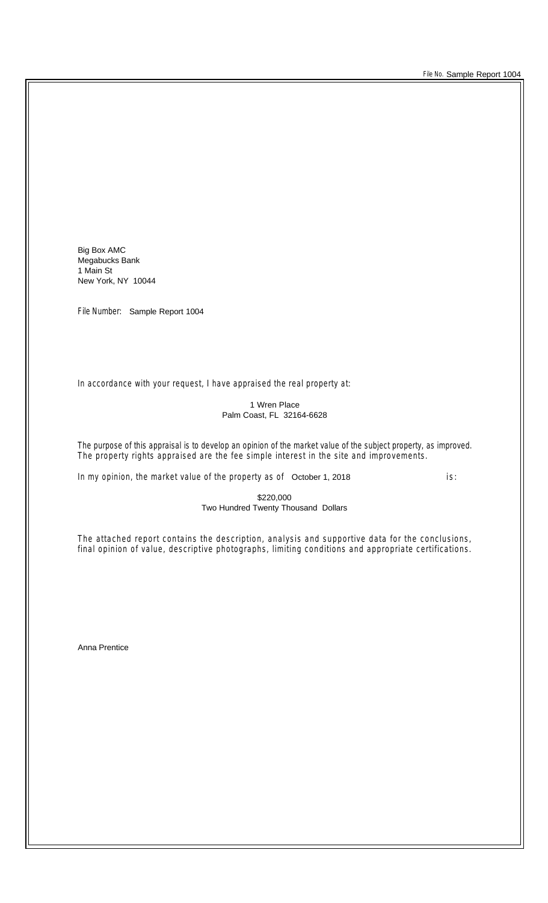Big Box AMC
Megabucks Bank
1 Main St
New York, NY 10044

File Number: Sample Report 1004

In accordance with your request, I have appraised the real property at:

1 Wren Place
Palm Coast, FL 32164-6628

The purpose of this appraisal is to develop an opinion of the market value of the subject property, as improved. The property rights appraised are the fee simple interest in the site and improvements.

In my opinion, the market value of the property as of October 1, 2018 is:

$220,000
Two Hundred Twenty Thousand Dollars

The attached report contains the description, analysis and supportive data for the conclusions, final opinion of value, descriptive photographs, limiting conditions and appropriate certifications.

Anna Prentice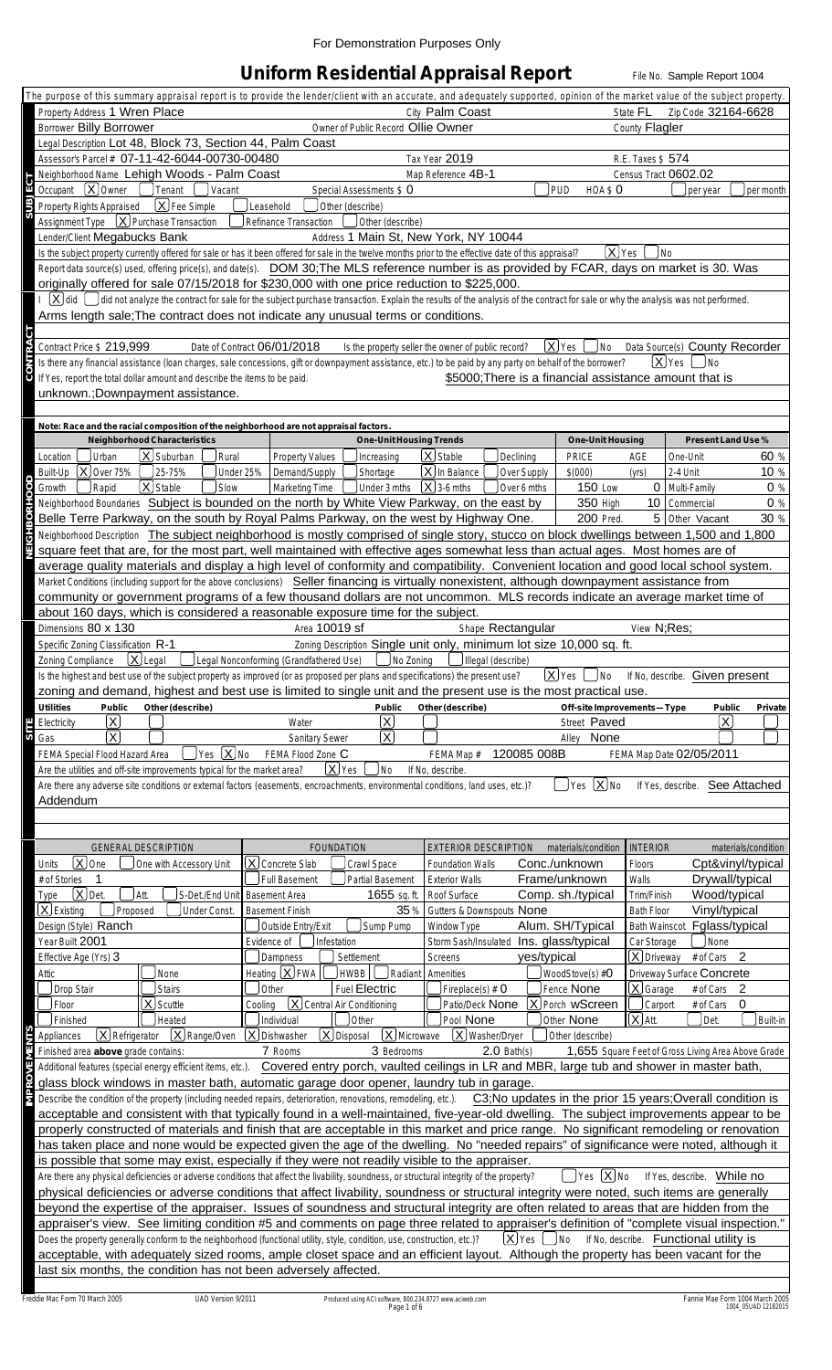For Demonstration Purposes Only

# Uniform Residential Appraisal Report

File No. Sample Report 1004

The purpose of this summary appraisal report is to provide the lender/client with an accurate, and adequately supported, opinion of the market value of the subject property.

## SUBJECT

| | | | |
|---|---|---|---|
| Property Address 1 Wren Place | City Palm Coast | State FL | Zip Code 32164-6628 |
| Borrower Billy Borrower | Owner of Public Record Ollie Owner | | County Flagler |
| Legal Description Lot 48, Block 73, Section 44, Palm Coast | | | |
| Assessor's Parcel # 07-11-42-6044-00730-00480 | Tax Year 2019 | | R.E. Taxes $ 574 |
| Neighborhood Name Lehigh Woods - Palm Coast | Map Reference 4B-1 | | Census Tract 0602.02 |
| Occupant [X] Owner [ ] Tenant [ ] Vacant | Special Assessments $ 0 | [ ] PUD HOA $ 0 | [ ] per year [ ] per month |
| Property Rights Appraised [X] Fee Simple [ ] Leasehold [ ] Other (describe) | | | |
| Assignment Type [X] Purchase Transaction [ ] Refinance Transaction [ ] Other (describe) | | | |
| Lender/Client Megabucks Bank | Address 1 Main St, New York, NY 10044 | | |

Is the subject property currently offered for sale or has it been offered for sale in the twelve months prior to the effective date of this appraisal? [X] Yes [ ] No

Report data source(s) used, offering price(s), and date(s). DOM 30;The MLS reference number is as provided by FCAR, days on market is 30. Was originally offered for sale 07/15/2018 for $230,000 with one price reduction to $225,000.

## CONTRACT

I [X] did [ ] did not analyze the contract for sale for the subject purchase transaction. Explain the results of the analysis of the contract for sale or why the analysis was not performed. Arms length sale;The contract does not indicate any unusual terms or conditions.

Contract Price $ 219,999 Date of Contract 06/01/2018 Is the property seller the owner of public record? [X] Yes [ ] No Data Source(s) County Recorder

Is there any financial assistance (loan charges, sale concessions, gift or downpayment assistance, etc.) to be paid by any party on behalf of the borrower? [X] Yes [ ] No

If Yes, report the total dollar amount and describe the items to be paid. $5000;There is a financial assistance amount that is unknown.;Downpayment assistance.

## NEIGHBORHOOD

**Note: Race and the racial composition of the neighborhood are not appraisal factors.**

| Neighborhood Characteristics | One-Unit Housing Trends | One-Unit Housing | | Present Land Use % | |
|---|---|---|---|---|---|
| Location [ ] Urban [X] Suburban [ ] Rural | Property Values [ ] Increasing [X] Stable [ ] Declining | PRICE $(000) | AGE (yrs) | One-Unit | 60 % |
| Built-Up [X] Over 75% [ ] 25-75% [ ] Under 25% | Demand/Supply [ ] Shortage [X] In Balance [ ] Over Supply | 150 Low | 0 | 2-4 Unit | 10 % |
| Growth [ ] Rapid [X] Stable [ ] Slow | Marketing Time [ ] Under 3 mths [X] 3-6 mths [ ] Over 6 mths | 350 High | 10 | Multi-Family | 0 % |
| | | 200 Pred. | 5 | Commercial | 0 % |
| | | | | Other Vacant | 30 % |

Neighborhood Boundaries Subject is bounded on the north by White View Parkway, on the east by Belle Terre Parkway, on the south by Royal Palms Parkway, on the west by Highway One.

Neighborhood Description The subject neighborhood is mostly comprised of single story, stucco on block dwellings between 1,500 and 1,800 square feet that are, for the most part, well maintained with effective ages somewhat less than actual ages. Most homes are of average quality materials and display a high level of conformity and compatibility. Convenient location and good local school system.

Market Conditions (including support for the above conclusions) Seller financing is virtually nonexistent, although downpayment assistance from community or government programs of a few thousand dollars are not uncommon. MLS records indicate an average market time of about 160 days, which is considered a reasonable exposure time for the subject.

## SITE

Dimensions 80 x 130 Area 10019 sf Shape Rectangular View N;Res;

Specific Zoning Classification R-1 Zoning Description Single unit only, minimum lot size 10,000 sq. ft.

Zoning Compliance [X] Legal [ ] Legal Nonconforming (Grandfathered Use) [ ] No Zoning [ ] Illegal (describe)

Is the highest and best use of the subject property as improved (or as proposed per plans and specifications) the present use? [X] Yes [ ] No If No, describe. Given present zoning and demand, highest and best use is limited to single unit and the present use is the most practical use.

| Utilities | Public | Other (describe) | | Public | Other (describe) | Off-site Improvements—Type | Public | Private |
|---|---|---|---|---|---|---|---|---|
| Electricity | [X] | | Water | [X] | | Street Paved | [X] | |
| Gas | [X] | | Sanitary Sewer | [X] | | Alley None | | |

FEMA Special Flood Hazard Area [ ] Yes [X] No FEMA Flood Zone C FEMA Map # 120085 008B FEMA Map Date 02/05/2011

Are the utilities and off-site improvements typical for the market area? [X] Yes [ ] No If No, describe.

Are there any adverse site conditions or external factors (easements, encroachments, environmental conditions, land uses, etc.)? [ ] Yes [X] No If Yes, describe. See Attached Addendum

## IMPROVEMENTS

| GENERAL DESCRIPTION | FOUNDATION | EXTERIOR DESCRIPTION materials/condition | INTERIOR materials/condition |
|---|---|---|---|
| Units [X] One [ ] One with Accessory Unit | [X] Concrete Slab [ ] Crawl Space | Foundation Walls Conc./unknown | Floors Cpt&vinyl/typical |
| # of Stories 1 | [ ] Full Basement [ ] Partial Basement | Exterior Walls Frame/unknown | Walls Drywall/typical |
| Type [X] Det. [ ] Att. [ ] S-Det./End Unit | Basement Area 1655 sq. ft. | Roof Surface Comp. sh./typical | Trim/Finish Wood/typical |
| [X] Existing [ ] Proposed [ ] Under Const. | Basement Finish 35 % | Gutters & Downspouts None | Bath Floor Vinyl/typical |
| Design (Style) Ranch | [ ] Outside Entry/Exit [ ] Sump Pump | Window Type Alum. SH/Typical | Bath Wainscot Fglass/typical |
| Year Built 2001 | Evidence of [ ] Infestation | Storm Sash/Insulated Ins. glass/typical | Car Storage [ ] None |
| Effective Age (Yrs) 3 | [ ] Dampness [ ] Settlement | Screens yes/typical | [X] Driveway # of Cars 2 |
| Attic [ ] None | Heating [X] FWA [ ] HWBB [ ] Radiant | Amenities [ ] WoodStove(s) # 0 | Driveway Surface Concrete |
| [ ] Drop Stair [ ] Stairs | [ ] Other Fuel Electric | [ ] Fireplace(s) # 0 [ ] Fence None | [X] Garage # of Cars 2 |
| [ ] Floor [X] Scuttle | Cooling [X] Central Air Conditioning | [ ] Patio/Deck None [X] Porch wScreen | [ ] Carport # of Cars 0 |
| [ ] Finished [ ] Heated | [ ] Individual [ ] Other | [ ] Pool None [ ] Other None | [X] Att. [ ] Det. [ ] Built-in |

Appliances [X] Refrigerator [X] Range/Oven [X] Dishwasher [X] Disposal [X] Microwave [X] Washer/Dryer [ ] Other (describe)

Finished area **above** grade contains: 7 Rooms 3 Bedrooms 2.0 Bath(s) 1,655 Square Feet of Gross Living Area Above Grade

Additional features (special energy efficient items, etc.). Covered entry porch, vaulted ceilings in LR and MBR, large tub and shower in master bath, glass block windows in master bath, automatic garage door opener, laundry tub in garage.

Describe the condition of the property (including needed repairs, deterioration, renovations, remodeling, etc.). C3;No updates in the prior 15 years;Overall condition is acceptable and consistent with that typically found in a well-maintained, five-year-old dwelling. The subject improvements appear to be properly constructed of materials and finish that are acceptable in this market and price range. No significant remodeling or renovation has taken place and none would be expected given the age of the dwelling. No "needed repairs" of significance were noted, although it is possible that some may exist, especially if they were not readily visible to the appraiser.

Are there any physical deficiencies or adverse conditions that affect the livability, soundness, or structural integrity of the property? [ ] Yes [X] No If Yes, describe. While no physical deficiencies or adverse conditions that affect livability, soundness or structural integrity were noted, such items are generally beyond the expertise of the appraiser. Issues of soundness and structural integrity are often related to areas that are hidden from the appraiser's view. See limiting condition #5 and comments on page three related to appraiser's definition of "complete visual inspection."

Does the property generally conform to the neighborhood (functional utility, style, condition, use, construction, etc.)? [X] Yes [ ] No If No, describe. Functional utility is acceptable, with adequately sized rooms, ample closet space and an efficient layout. Although the property has been vacant for the last six months, the condition has not been adversely affected.

Freddie Mac Form 70 March 2005 UAD Version 9/2011 Produced using ACI software, 800.234.8727 www.aciweb.com Fannie Mae Form 1004 March 2005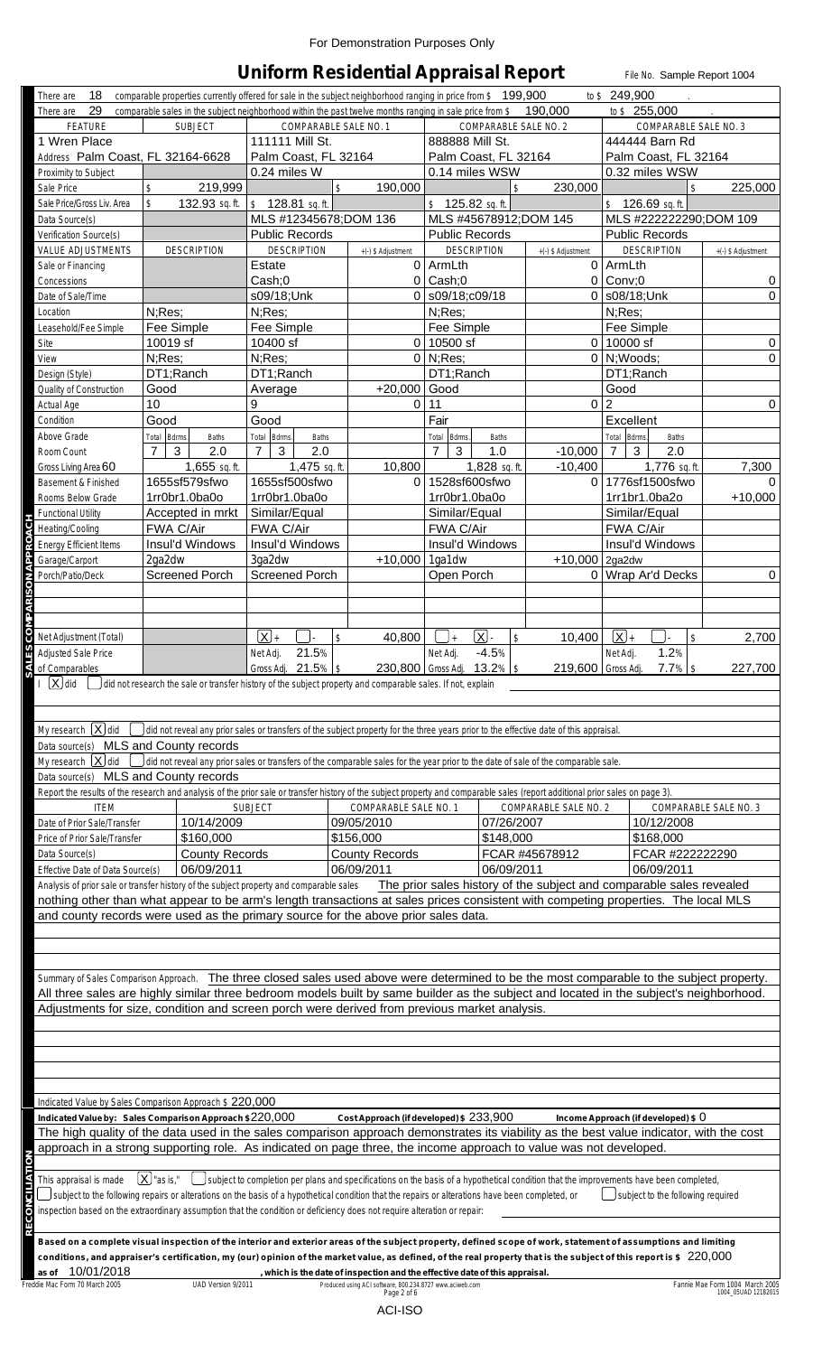For Demonstration Purposes Only

# Uniform Residential Appraisal Report

File No. Sample Report 1004

There are 18 comparable properties currently offered for sale in the subject neighborhood ranging in price from $ 199,900 to $ 249,900 .

There are 29 comparable sales in the subject neighborhood within the past twelve months ranging in sale price from $ 190,000 to $ 255,000 .

## SALES COMPARISON APPROACH

| FEATURE | SUBJECT | COMPARABLE SALE NO. 1 | | COMPARABLE SALE NO. 2 | | COMPARABLE SALE NO. 3 | |
|---|---|---|---|---|---|---|---|
| Address | 1 Wren Place Palm Coast, FL 32164-6628 | 111111 Mill St. Palm Coast, FL 32164 | | 888888 Mill St. Palm Coast, FL 32164 | | 444444 Barn Rd Palm Coast, FL 32164 | |
| Proximity to Subject | | 0.24 miles W | | 0.14 miles WSW | | 0.32 miles WSW | |
| Sale Price | $ 219,999 | | $ 190,000 | | $ 230,000 | | $ 225,000 |
| Sale Price/Gross Liv. Area | $ 132.93 sq. ft. | $ 128.81 sq. ft. | | $ 125.82 sq. ft. | | $ 126.69 sq. ft. | |
| Data Source(s) | | MLS #12345678;DOM 136 | | MLS #45678912;DOM 145 | | MLS #222222290;DOM 109 | |
| Verification Source(s) | | Public Records | | Public Records | | Public Records | |
| VALUE ADJUSTMENTS | DESCRIPTION | DESCRIPTION | +(-) $ Adjustment | DESCRIPTION | +(-) $ Adjustment | DESCRIPTION | +(-) $ Adjustment |
| Sale or Financing Concessions | | Estate Cash;0 | 0 0 | ArmLth Cash;0 | 0 0 | ArmLth Conv;0 | 0 |
| Date of Sale/Time | | s09/18;Unk | 0 | s09/18;c09/18 | 0 | s08/18;Unk | 0 |
| Location | N;Res; | N;Res; | | N;Res; | | N;Res; | |
| Leasehold/Fee Simple | Fee Simple | Fee Simple | | Fee Simple | | Fee Simple | |
| Site | 10019 sf | 10400 sf | 0 | 10500 sf | 0 | 10000 sf | 0 |
| View | N;Res; | N;Res; | 0 | N;Res; | 0 | N;Woods; | 0 |
| Design (Style) | DT1;Ranch | DT1;Ranch | | DT1;Ranch | | DT1;Ranch | |
| Quality of Construction | Good | Average | +20,000 | Good | | Good | |
| Actual Age | 10 | 9 | 0 | 11 | 0 | 2 | 0 |
| Condition | Good | Good | | Fair | | Excellent | |
| Above Grade Room Count (Total / Bdrms. / Baths) | 7 / 3 / 2.0 | 7 / 3 / 2.0 | | 7 / 3 / 1.0 | -10,000 | 7 / 3 / 2.0 | |
| Gross Living Area 60 | 1,655 sq. ft. | 1,475 sq. ft. | 10,800 | 1,828 sq. ft. | -10,400 | 1,776 sq. ft. | 7,300 |
| Basement & Finished Rooms Below Grade | 1655sf579sfwo 1rr0br1.0ba0o | 1655sf500sfwo 1rr0br1.0ba0o | 0 | 1528sf600sfwo 1rr0br1.0ba0o | 0 | 1776sf1500sfwo 1rr1br1.0ba2o | 0 +10,000 |
| Functional Utility | Accepted in mrkt | Similar/Equal | | Similar/Equal | | Similar/Equal | |
| Heating/Cooling | FWA C/Air | FWA C/Air | | FWA C/Air | | FWA C/Air | |
| Energy Efficient Items | Insul'd Windows | Insul'd Windows | | Insul'd Windows | | Insul'd Windows | |
| Garage/Carport | 2ga2dw | 3ga2dw | +10,000 | 1ga1dw | +10,000 | 2ga2dw | |
| Porch/Patio/Deck | Screened Porch | Screened Porch | | Open Porch | 0 | Wrap Ar'd Decks | 0 |
| Net Adjustment (Total) | | [X] + [ ] - | $ 40,800 | [ ] + [X] - | $ 10,400 | [X] + [ ] - | $ 2,700 |
| Adjusted Sale Price of Comparables | | Net Adj. 21.5% Gross Adj. 21.5% | $ 230,800 | Net Adj. -4.5% Gross Adj. 13.2% | $ 219,600 | Net Adj. 1.2% Gross Adj. 7.7% | $ 227,700 |

I [X] did [ ] did not research the sale or transfer history of the subject property and comparable sales. If not, explain

My research [X] did [ ] did not reveal any prior sales or transfers of the subject property for the three years prior to the effective date of this appraisal.

Data source(s) MLS and County records

My research [X] did [ ] did not reveal any prior sales or transfers of the comparable sales for the year prior to the date of sale of the comparable sale.

Data source(s) MLS and County records

Report the results of the research and analysis of the prior sale or transfer history of the subject property and comparable sales (report additional prior sales on page 3).

| ITEM | SUBJECT | COMPARABLE SALE NO. 1 | COMPARABLE SALE NO. 2 | COMPARABLE SALE NO. 3 |
|---|---|---|---|---|
| Date of Prior Sale/Transfer | 10/14/2009 | 09/05/2010 | 07/26/2007 | 10/12/2008 |
| Price of Prior Sale/Transfer | $160,000 | $156,000 | $148,000 | $168,000 |
| Data Source(s) | County Records | County Records | FCAR #45678912 | FCAR #222222290 |
| Effective Date of Data Source(s) | 06/09/2011 | 06/09/2011 | 06/09/2011 | 06/09/2011 |

Analysis of prior sale or transfer history of the subject property and comparable sales The prior sales history of the subject and comparable sales revealed nothing other than what appear to be arm's length transactions at sales prices consistent with competing properties. The local MLS and county records were used as the primary source for the above prior sales data.

Summary of Sales Comparison Approach. The three closed sales used above were determined to be the most comparable to the subject property. All three sales are highly similar three bedroom models built by same builder as the subject and located in the subject's neighborhood. Adjustments for size, condition and screen porch were derived from previous market analysis.

Indicated Value by Sales Comparison Approach $ 220,000

## RECONCILIATION

**Indicated Value by: Sales Comparison Approach $** 220,000 **Cost Approach (if developed) $** 233,900 **Income Approach (if developed) $** 0

The high quality of the data used in the sales comparison approach demonstrates its viability as the best value indicator, with the cost approach in a strong supporting role. As indicated on page three, the income approach to value was not developed.

This appraisal is made [X] "as is," [ ] subject to completion per plans and specifications on the basis of a hypothetical condition that the improvements have been completed, [ ] subject to the following repairs or alterations on the basis of a hypothetical condition that the repairs or alterations have been completed, or [ ] subject to the following required inspection based on the extraordinary assumption that the condition or deficiency does not require alteration or repair:

**Based on a complete visual inspection of the interior and exterior areas of the subject property, defined scope of work, statement of assumptions and limiting conditions, and appraiser's certification, my (our) opinion of the market value, as defined, of the real property that is the subject of this report is $** 220,000 **as of** 10/01/2018 **, which is the date of inspection and the effective date of this appraisal.**

Freddie Mac Form 70 March 2005 UAD Version 9/2011 Produced using ACI software, 800.234.8727 www.aciweb.com Fannie Mae Form 1004 March 2005

ACI-ISO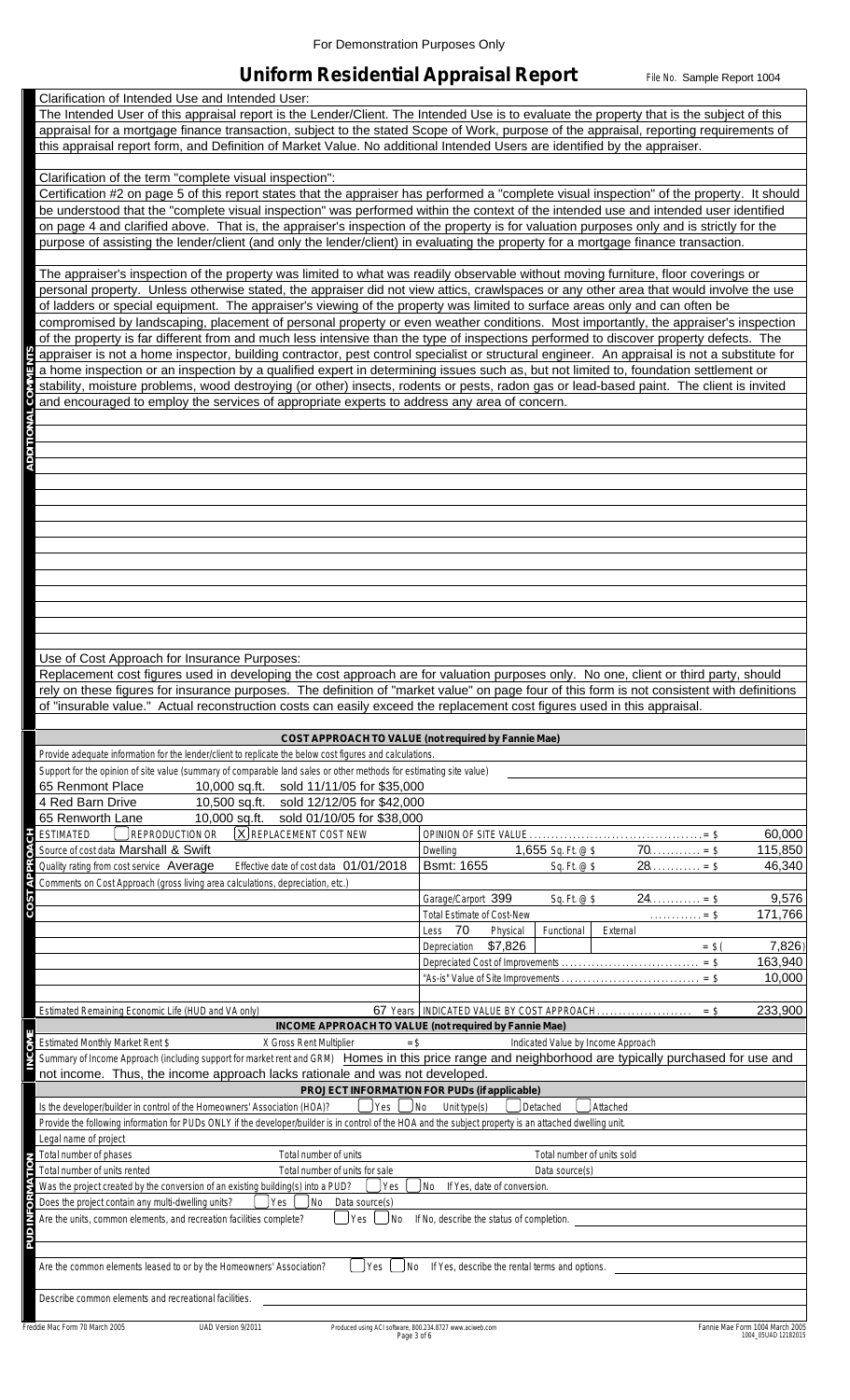For Demonstration Purposes Only

# Uniform Residential Appraisal Report

File No. Sample Report 1004

## ADDITIONAL COMMENTS

Clarification of Intended Use and Intended User:

The Intended User of this appraisal report is the Lender/Client. The Intended Use is to evaluate the property that is the subject of this appraisal for a mortgage finance transaction, subject to the stated Scope of Work, purpose of the appraisal, reporting requirements of this appraisal report form, and Definition of Market Value. No additional Intended Users are identified by the appraiser.

Clarification of the term "complete visual inspection":

Certification #2 on page 5 of this report states that the appraiser has performed a "complete visual inspection" of the property. It should be understood that the "complete visual inspection" was performed within the context of the intended use and intended user identified on page 4 and clarified above. That is, the appraiser's inspection of the property is for valuation purposes only and is strictly for the purpose of assisting the lender/client (and only the lender/client) in evaluating the property for a mortgage finance transaction.

The appraiser's inspection of the property was limited to what was readily observable without moving furniture, floor coverings or personal property. Unless otherwise stated, the appraiser did not view attics, crawlspaces or any other area that would involve the use of ladders or special equipment. The appraiser's viewing of the property was limited to surface areas only and can often be compromised by landscaping, placement of personal property or even weather conditions. Most importantly, the appraiser's inspection of the property is far different from and much less intensive than the type of inspections performed to discover property defects. The appraiser is not a home inspector, building contractor, pest control specialist or structural engineer. An appraisal is not a substitute for a home inspection or an inspection by a qualified expert in determining issues such as, but not limited to, foundation settlement or stability, moisture problems, wood destroying (or other) insects, rodents or pests, radon gas or lead-based paint. The client is invited and encouraged to employ the services of appropriate experts to address any area of concern.

Use of Cost Approach for Insurance Purposes:

Replacement cost figures used in developing the cost approach are for valuation purposes only. No one, client or third party, should rely on these figures for insurance purposes. The definition of "market value" on page four of this form is not consistent with definitions of "insurable value." Actual reconstruction costs can easily exceed the replacement cost figures used in this appraisal.

## COST APPROACH TO VALUE (not required by Fannie Mae)

Provide adequate information for the lender/client to replicate the below cost figures and calculations.

Support for the opinion of site value (summary of comparable land sales or other methods for estimating site value)

65 Renmont Place 10,000 sq.ft. sold 11/11/05 for $35,000
4 Red Barn Drive 10,500 sq.ft. sold 12/12/05 for $42,000
65 Renworth Lane 10,000 sq.ft. sold 01/10/05 for $38,000

ESTIMATED [ ] REPRODUCTION OR [X] REPLACEMENT COST NEW

Source of cost data: Marshall & Swift

Quality rating from cost service: Average — Effective date of cost data: 01/01/2018

Comments on Cost Approach (gross living area calculations, depreciation, etc.)

| Item | Sq. Ft. | @ $ | Amount |
|---|---|---|---|
| OPINION OF SITE VALUE | | | = $ 60,000 |
| Dwelling | 1,655 Sq. Ft. | @ $ 70 | = $ 115,850 |
| Bsmt: 1655 | Sq. Ft. | @ $ 28 | = $ 46,340 |
| Garage/Carport 399 | Sq. Ft. | @ $ 24 | = $ 9,576 |
| Total Estimate of Cost-New | | | = $ 171,766 |
| Less 70 Physical / Functional / External; Depreciation $7,826 | | | = $ (7,826) |
| Depreciated Cost of Improvements | | | = $ 163,940 |
| "As-is" Value of Site Improvements | | | = $ 10,000 |
| Estimated Remaining Economic Life (HUD and VA only) 67 Years — INDICATED VALUE BY COST APPROACH | | | = $ 233,900 |

## INCOME APPROACH TO VALUE (not required by Fannie Mae)

Estimated Monthly Market Rent $ X Gross Rent Multiplier = $ Indicated Value by Income Approach

Summary of Income Approach (including support for market rent and GRM): Homes in this price range and neighborhood are typically purchased for use and not income. Thus, the income approach lacks rationale and was not developed.

## PROJECT INFORMATION FOR PUDs (if applicable)

Is the developer/builder in control of the Homeowners' Association (HOA)? [ ] Yes [ ] No Unit type(s) [ ] Detached [ ] Attached

Provide the following information for PUDs ONLY if the developer/builder is in control of the HOA and the subject property is an attached dwelling unit.

Legal name of project

Total number of phases Total number of units Total number of units sold

Total number of units rented Total number of units for sale Data source(s)

Was the project created by the conversion of an existing building(s) into a PUD? [ ] Yes [ ] No If Yes, date of conversion.

Does the project contain any multi-dwelling units? [ ] Yes [ ] No Data source(s)

Are the units, common elements, and recreation facilities complete? [ ] Yes [ ] No If No, describe the status of completion.

Are the common elements leased to or by the Homeowners' Association? [ ] Yes [ ] No If Yes, describe the rental terms and options.

Describe common elements and recreational facilities.

Freddie Mac Form 70 March 2005 UAD Version 9/2011 Produced using ACI software, 800.234.8727 www.aciweb.com Fannie Mae Form 1004 March 2005 1004_05UAD 12182015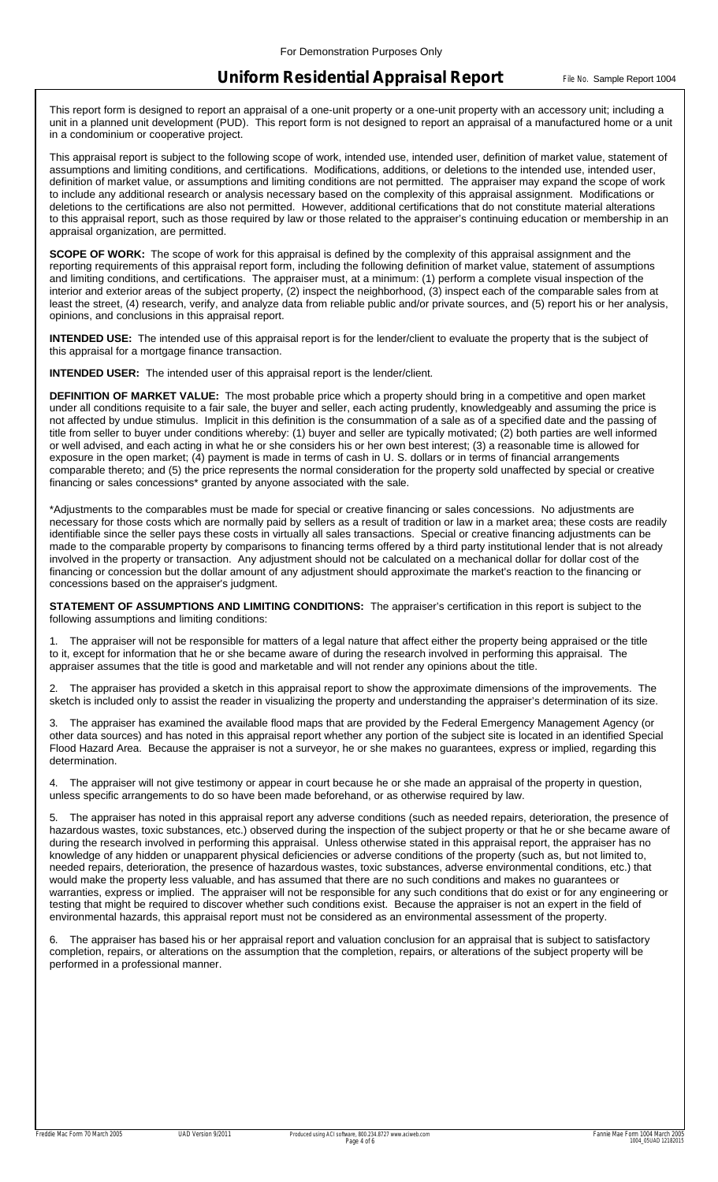# Uniform Residential Appraisal Report

File No. Sample Report 1004

This report form is designed to report an appraisal of a one-unit property or a one-unit property with an accessory unit; including a unit in a planned unit development (PUD). This report form is not designed to report an appraisal of a manufactured home or a unit in a condominium or cooperative project.

This appraisal report is subject to the following scope of work, intended use, intended user, definition of market value, statement of assumptions and limiting conditions, and certifications. Modifications, additions, or deletions to the intended use, intended user, definition of market value, or assumptions and limiting conditions are not permitted. The appraiser may expand the scope of work to include any additional research or analysis necessary based on the complexity of this appraisal assignment. Modifications or deletions to the certifications are also not permitted. However, additional certifications that do not constitute material alterations to this appraisal report, such as those required by law or those related to the appraiser's continuing education or membership in an appraisal organization, are permitted.

**SCOPE OF WORK:** The scope of work for this appraisal is defined by the complexity of this appraisal assignment and the reporting requirements of this appraisal report form, including the following definition of market value, statement of assumptions and limiting conditions, and certifications. The appraiser must, at a minimum: (1) perform a complete visual inspection of the interior and exterior areas of the subject property, (2) inspect the neighborhood, (3) inspect each of the comparable sales from at least the street, (4) research, verify, and analyze data from reliable public and/or private sources, and (5) report his or her analysis, opinions, and conclusions in this appraisal report.

**INTENDED USE:** The intended use of this appraisal report is for the lender/client to evaluate the property that is the subject of this appraisal for a mortgage finance transaction.

**INTENDED USER:** The intended user of this appraisal report is the lender/client.

**DEFINITION OF MARKET VALUE:** The most probable price which a property should bring in a competitive and open market under all conditions requisite to a fair sale, the buyer and seller, each acting prudently, knowledgeably and assuming the price is not affected by undue stimulus. Implicit in this definition is the consummation of a sale as of a specified date and the passing of title from seller to buyer under conditions whereby: (1) buyer and seller are typically motivated; (2) both parties are well informed or well advised, and each acting in what he or she considers his or her own best interest; (3) a reasonable time is allowed for exposure in the open market; (4) payment is made in terms of cash in U. S. dollars or in terms of financial arrangements comparable thereto; and (5) the price represents the normal consideration for the property sold unaffected by special or creative financing or sales concessions* granted by anyone associated with the sale.

*Adjustments to the comparables must be made for special or creative financing or sales concessions. No adjustments are necessary for those costs which are normally paid by sellers as a result of tradition or law in a market area; these costs are readily identifiable since the seller pays these costs in virtually all sales transactions. Special or creative financing adjustments can be made to the comparable property by comparisons to financing terms offered by a third party institutional lender that is not already involved in the property or transaction. Any adjustment should not be calculated on a mechanical dollar for dollar cost of the financing or concession but the dollar amount of any adjustment should approximate the market's reaction to the financing or concessions based on the appraiser's judgment.

**STATEMENT OF ASSUMPTIONS AND LIMITING CONDITIONS:** The appraiser's certification in this report is subject to the following assumptions and limiting conditions:

1. The appraiser will not be responsible for matters of a legal nature that affect either the property being appraised or the title to it, except for information that he or she became aware of during the research involved in performing this appraisal. The appraiser assumes that the title is good and marketable and will not render any opinions about the title.

2. The appraiser has provided a sketch in this appraisal report to show the approximate dimensions of the improvements. The sketch is included only to assist the reader in visualizing the property and understanding the appraiser's determination of its size.

3. The appraiser has examined the available flood maps that are provided by the Federal Emergency Management Agency (or other data sources) and has noted in this appraisal report whether any portion of the subject site is located in an identified Special Flood Hazard Area. Because the appraiser is not a surveyor, he or she makes no guarantees, express or implied, regarding this determination.

4. The appraiser will not give testimony or appear in court because he or she made an appraisal of the property in question, unless specific arrangements to do so have been made beforehand, or as otherwise required by law.

5. The appraiser has noted in this appraisal report any adverse conditions (such as needed repairs, deterioration, the presence of hazardous wastes, toxic substances, etc.) observed during the inspection of the subject property or that he or she became aware of during the research involved in performing this appraisal. Unless otherwise stated in this appraisal report, the appraiser has no knowledge of any hidden or unapparent physical deficiencies or adverse conditions of the property (such as, but not limited to, needed repairs, deterioration, the presence of hazardous wastes, toxic substances, adverse environmental conditions, etc.) that would make the property less valuable, and has assumed that there are no such conditions and makes no guarantees or warranties, express or implied. The appraiser will not be responsible for any such conditions that do exist or for any engineering or testing that might be required to discover whether such conditions exist. Because the appraiser is not an expert in the field of environmental hazards, this appraisal report must not be considered as an environmental assessment of the property.

6. The appraiser has based his or her appraisal report and valuation conclusion for an appraisal that is subject to satisfactory completion, repairs, or alterations on the assumption that the completion, repairs, or alterations of the subject property will be performed in a professional manner.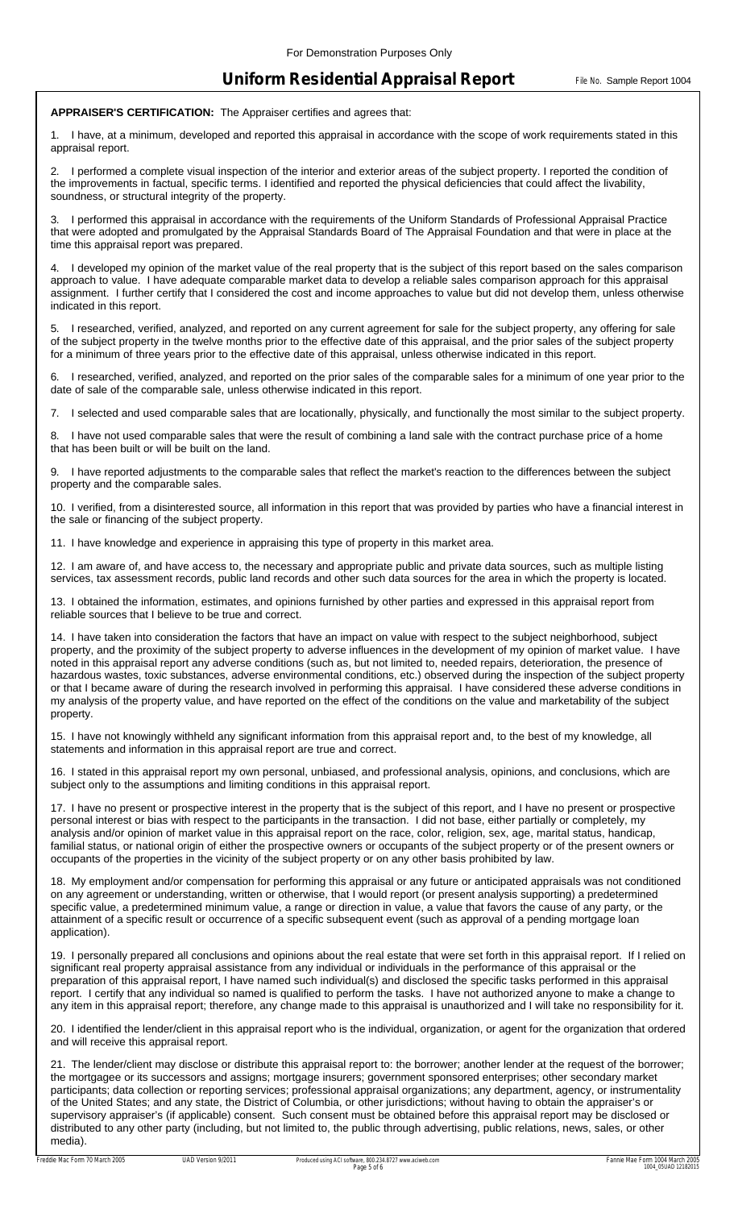For Demonstration Purposes Only

# Uniform Residential Appraisal Report

File No. Sample Report 1004

**APPRAISER'S CERTIFICATION:** The Appraiser certifies and agrees that:

1. I have, at a minimum, developed and reported this appraisal in accordance with the scope of work requirements stated in this appraisal report.

2. I performed a complete visual inspection of the interior and exterior areas of the subject property. I reported the condition of the improvements in factual, specific terms. I identified and reported the physical deficiencies that could affect the livability, soundness, or structural integrity of the property.

3. I performed this appraisal in accordance with the requirements of the Uniform Standards of Professional Appraisal Practice that were adopted and promulgated by the Appraisal Standards Board of The Appraisal Foundation and that were in place at the time this appraisal report was prepared.

4. I developed my opinion of the market value of the real property that is the subject of this report based on the sales comparison approach to value. I have adequate comparable market data to develop a reliable sales comparison approach for this appraisal assignment. I further certify that I considered the cost and income approaches to value but did not develop them, unless otherwise indicated in this report.

5. I researched, verified, analyzed, and reported on any current agreement for sale for the subject property, any offering for sale of the subject property in the twelve months prior to the effective date of this appraisal, and the prior sales of the subject property for a minimum of three years prior to the effective date of this appraisal, unless otherwise indicated in this report.

6. I researched, verified, analyzed, and reported on the prior sales of the comparable sales for a minimum of one year prior to the date of sale of the comparable sale, unless otherwise indicated in this report.

7. I selected and used comparable sales that are locationally, physically, and functionally the most similar to the subject property.

8. I have not used comparable sales that were the result of combining a land sale with the contract purchase price of a home that has been built or will be built on the land.

9. I have reported adjustments to the comparable sales that reflect the market's reaction to the differences between the subject property and the comparable sales.

10. I verified, from a disinterested source, all information in this report that was provided by parties who have a financial interest in the sale or financing of the subject property.

11. I have knowledge and experience in appraising this type of property in this market area.

12. I am aware of, and have access to, the necessary and appropriate public and private data sources, such as multiple listing services, tax assessment records, public land records and other such data sources for the area in which the property is located.

13. I obtained the information, estimates, and opinions furnished by other parties and expressed in this appraisal report from reliable sources that I believe to be true and correct.

14. I have taken into consideration the factors that have an impact on value with respect to the subject neighborhood, subject property, and the proximity of the subject property to adverse influences in the development of my opinion of market value. I have noted in this appraisal report any adverse conditions (such as, but not limited to, needed repairs, deterioration, the presence of hazardous wastes, toxic substances, adverse environmental conditions, etc.) observed during the inspection of the subject property or that I became aware of during the research involved in performing this appraisal. I have considered these adverse conditions in my analysis of the property value, and have reported on the effect of the conditions on the value and marketability of the subject property.

15. I have not knowingly withheld any significant information from this appraisal report and, to the best of my knowledge, all statements and information in this appraisal report are true and correct.

16. I stated in this appraisal report my own personal, unbiased, and professional analysis, opinions, and conclusions, which are subject only to the assumptions and limiting conditions in this appraisal report.

17. I have no present or prospective interest in the property that is the subject of this report, and I have no present or prospective personal interest or bias with respect to the participants in the transaction. I did not base, either partially or completely, my analysis and/or opinion of market value in this appraisal report on the race, color, religion, sex, age, marital status, handicap, familial status, or national origin of either the prospective owners or occupants of the subject property or of the present owners or occupants of the properties in the vicinity of the subject property or on any other basis prohibited by law.

18. My employment and/or compensation for performing this appraisal or any future or anticipated appraisals was not conditioned on any agreement or understanding, written or otherwise, that I would report (or present analysis supporting) a predetermined specific value, a predetermined minimum value, a range or direction in value, a value that favors the cause of any party, or the attainment of a specific result or occurrence of a specific subsequent event (such as approval of a pending mortgage loan application).

19. I personally prepared all conclusions and opinions about the real estate that were set forth in this appraisal report. If I relied on significant real property appraisal assistance from any individual or individuals in the performance of this appraisal or the preparation of this appraisal report, I have named such individual(s) and disclosed the specific tasks performed in this appraisal report. I certify that any individual so named is qualified to perform the tasks. I have not authorized anyone to make a change to any item in this appraisal report; therefore, any change made to this appraisal is unauthorized and I will take no responsibility for it.

20. I identified the lender/client in this appraisal report who is the individual, organization, or agent for the organization that ordered and will receive this appraisal report.

21. The lender/client may disclose or distribute this appraisal report to: the borrower; another lender at the request of the borrower; the mortgagee or its successors and assigns; mortgage insurers; government sponsored enterprises; other secondary market participants; data collection or reporting services; professional appraisal organizations; any department, agency, or instrumentality of the United States; and any state, the District of Columbia, or other jurisdictions; without having to obtain the appraiser's or supervisory appraiser's (if applicable) consent. Such consent must be obtained before this appraisal report may be disclosed or distributed to any other party (including, but not limited to, the public through advertising, public relations, news, sales, or other media).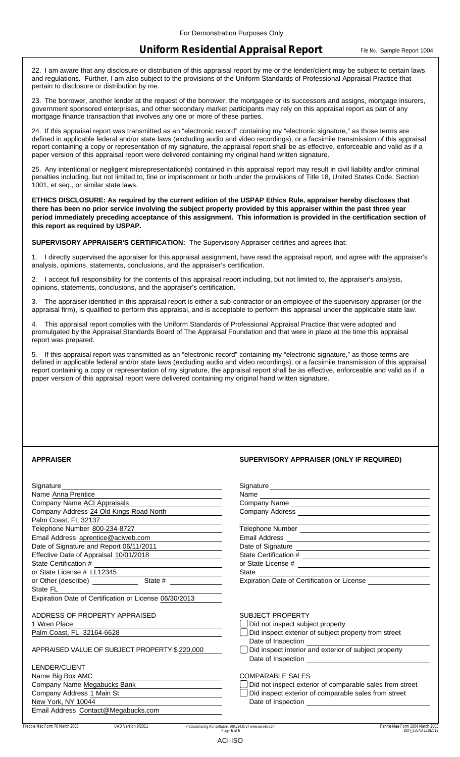For Demonstration Purposes Only

# Uniform Residential Appraisal Report

File No. Sample Report 1004

22. I am aware that any disclosure or distribution of this appraisal report by me or the lender/client may be subject to certain laws and regulations. Further, I am also subject to the provisions of the Uniform Standards of Professional Appraisal Practice that pertain to disclosure or distribution by me.

23. The borrower, another lender at the request of the borrower, the mortgagee or its successors and assigns, mortgage insurers, government sponsored enterprises, and other secondary market participants may rely on this appraisal report as part of any mortgage finance transaction that involves any one or more of these parties.

24. If this appraisal report was transmitted as an "electronic record" containing my "electronic signature," as those terms are defined in applicable federal and/or state laws (excluding audio and video recordings), or a facsimile transmission of this appraisal report containing a copy or representation of my signature, the appraisal report shall be as effective, enforceable and valid as if a paper version of this appraisal report were delivered containing my original hand written signature.

25. Any intentional or negligent misrepresentation(s) contained in this appraisal report may result in civil liability and/or criminal penalties including, but not limited to, fine or imprisonment or both under the provisions of Title 18, United States Code, Section 1001, et seq., or similar state laws.

**ETHICS DISCLOSURE: As required by the current edition of the USPAP Ethics Rule, appraiser hereby discloses that there has been no prior service involving the subject property provided by this appraiser within the past three year period immediately preceding acceptance of this assignment. This information is provided in the certification section of this report as required by USPAP.**

**SUPERVISORY APPRAISER'S CERTIFICATION:** The Supervisory Appraiser certifies and agrees that:

1. I directly supervised the appraiser for this appraisal assignment, have read the appraisal report, and agree with the appraiser's analysis, opinions, statements, conclusions, and the appraiser's certification.

2. I accept full responsibility for the contents of this appraisal report including, but not limited to, the appraiser's analysis, opinions, statements, conclusions, and the appraiser's certification.

3. The appraiser identified in this appraisal report is either a sub-contractor or an employee of the supervisory appraiser (or the appraisal firm), is qualified to perform this appraisal, and is acceptable to perform this appraisal under the applicable state law.

4. This appraisal report complies with the Uniform Standards of Professional Appraisal Practice that were adopted and promulgated by the Appraisal Standards Board of The Appraisal Foundation and that were in place at the time this appraisal report was prepared.

5. If this appraisal report was transmitted as an "electronic record" containing my "electronic signature," as those terms are defined in applicable federal and/or state laws (excluding audio and video recordings), or a facsimile transmission of this appraisal report containing a copy or representation of my signature, the appraisal report shall be as effective, enforceable and valid as if a paper version of this appraisal report were delivered containing my original hand written signature.

## APPRAISER

Signature 
Name Anna Prentice
Company Name ACI Appraisals
Company Address 24 Old Kings Road North
Palm Coast, FL 32137
Telephone Number 800-234-8727
Email Address aprentice@aciweb.com
Date of Signature and Report 06/11/2011
Effective Date of Appraisal 10/01/2018
State Certification # 
or State License # LL12345
or Other (describe) State # 
State FL
Expiration Date of Certification or License 06/30/2013

ADDRESS OF PROPERTY APPRAISED
1 Wren Place
Palm Coast, FL 32164-6628

APPRAISED VALUE OF SUBJECT PROPERTY $ 220,000

LENDER/CLIENT
Name Big Box AMC
Company Name Megabucks Bank
Company Address 1 Main St
New York, NY 10044
Email Address Contact@Megabucks.com

## SUPERVISORY APPRAISER (ONLY IF REQUIRED)

Signature 
Name 
Company Name 
Company Address 

Telephone Number 
Email Address 
Date of Signature 
State Certification # 
or State License # 
State 
Expiration Date of Certification or License 

SUBJECT PROPERTY
☐ Did not inspect subject property
☐ Did inspect exterior of subject property from street
Date of Inspection 
☐ Did inspect interior and exterior of subject property
Date of Inspection 

COMPARABLE SALES
☐ Did not inspect exterior of comparable sales from street
☐ Did inspect exterior of comparable sales from street
Date of Inspection 

Freddie Mac Form 70 March 2005 UAD Version 9/2011 Produced using ACI software, 800.234.8727 www.aciweb.com Fannie Mae Form 1004 March 2005 1004_05UAD 12182015

ACI-ISO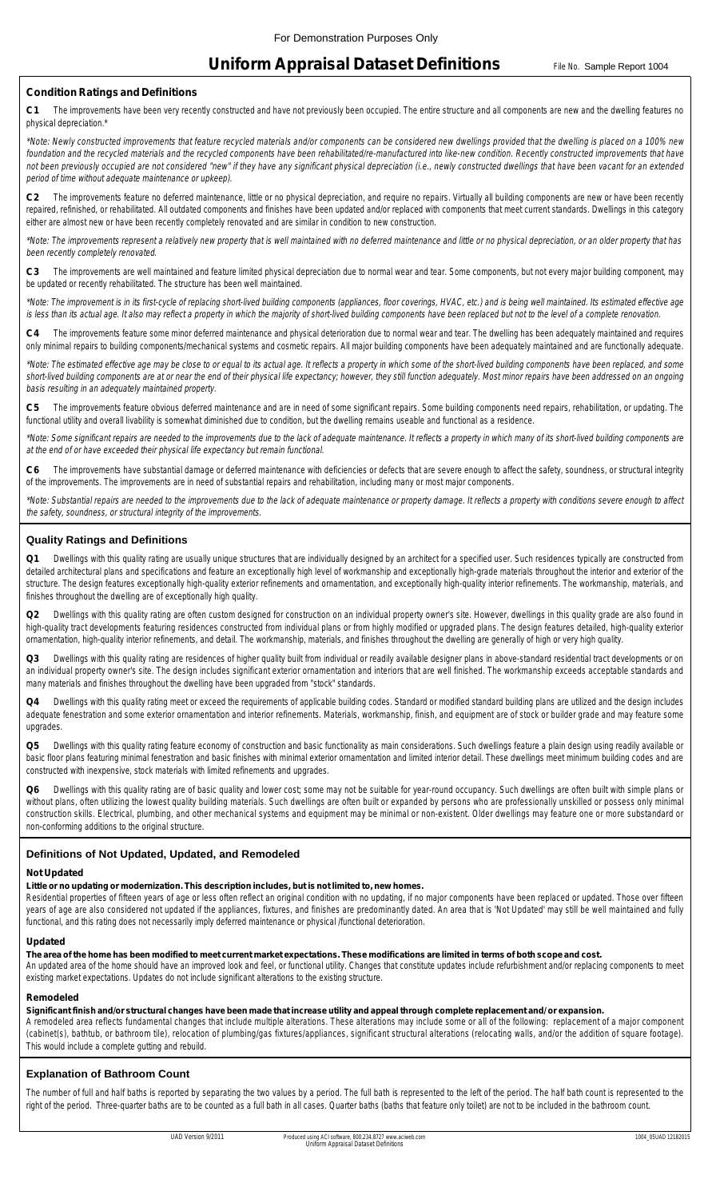For Demonstration Purposes Only

# Uniform Appraisal Dataset Definitions

File No. Sample Report 1004

## Condition Ratings and Definitions

**C1** The improvements have been very recently constructed and have not previously been occupied. The entire structure and all components are new and the dwelling features no physical depreciation.*

*\*Note: Newly constructed improvements that feature recycled materials and/or components can be considered new dwellings provided that the dwelling is placed on a 100% new foundation and the recycled materials and the recycled components have been rehabilitated/re-manufactured into like-new condition. Recently constructed improvements that have not been previously occupied are not considered "new" if they have any significant physical depreciation (i.e., newly constructed dwellings that have been vacant for an extended period of time without adequate maintenance or upkeep).*

**C2** The improvements feature no deferred maintenance, little or no physical depreciation, and require no repairs. Virtually all building components are new or have been recently repaired, refinished, or rehabilitated. All outdated components and finishes have been updated and/or replaced with components that meet current standards. Dwellings in this category either are almost new or have been recently completely renovated and are similar in condition to new construction.

*\*Note: The improvements represent a relatively new property that is well maintained with no deferred maintenance and little or no physical depreciation, or an older property that has been recently completely renovated.*

**C3** The improvements are well maintained and feature limited physical depreciation due to normal wear and tear. Some components, but not every major building component, may be updated or recently rehabilitated. The structure has been well maintained.

*\*Note: The improvement is in its first-cycle of replacing short-lived building components (appliances, floor coverings, HVAC, etc.) and is being well maintained. Its estimated effective age is less than its actual age. It also may reflect a property in which the majority of short-lived building components have been replaced but not to the level of a complete renovation.*

**C4** The improvements feature some minor deferred maintenance and physical deterioration due to normal wear and tear. The dwelling has been adequately maintained and requires only minimal repairs to building components/mechanical systems and cosmetic repairs. All major building components have been adequately maintained and are functionally adequate.

*\*Note: The estimated effective age may be close to or equal to its actual age. It reflects a property in which some of the short-lived building components have been replaced, and some short-lived building components are at or near the end of their physical life expectancy; however, they still function adequately. Most minor repairs have been addressed on an ongoing basis resulting in an adequately maintained property.*

**C5** The improvements feature obvious deferred maintenance and are in need of some significant repairs. Some building components need repairs, rehabilitation, or updating. The functional utility and overall livability is somewhat diminished due to condition, but the dwelling remains useable and functional as a residence.

*\*Note: Some significant repairs are needed to the improvements due to the lack of adequate maintenance. It reflects a property in which many of its short-lived building components are at the end of or have exceeded their physical life expectancy but remain functional.*

**C6** The improvements have substantial damage or deferred maintenance with deficiencies or defects that are severe enough to affect the safety, soundness, or structural integrity of the improvements. The improvements are in need of substantial repairs and rehabilitation, including many or most major components.

*\*Note: Substantial repairs are needed to the improvements due to the lack of adequate maintenance or property damage. It reflects a property with conditions severe enough to affect the safety, soundness, or structural integrity of the improvements.*

## Quality Ratings and Definitions

**Q1** Dwellings with this quality rating are usually unique structures that are individually designed by an architect for a specified user. Such residences typically are constructed from detailed architectural plans and specifications and feature an exceptionally high level of workmanship and exceptionally high-grade materials throughout the interior and exterior of the structure. The design features exceptionally high-quality exterior refinements and ornamentation, and exceptionally high-quality interior refinements. The workmanship, materials, and finishes throughout the dwelling are of exceptionally high quality.

**Q2** Dwellings with this quality rating are often custom designed for construction on an individual property owner's site. However, dwellings in this quality grade are also found in high-quality tract developments featuring residences constructed from individual plans or from highly modified or upgraded plans. The design features detailed, high-quality exterior ornamentation, high-quality interior refinements, and detail. The workmanship, materials, and finishes throughout the dwelling are generally of high or very high quality.

**Q3** Dwellings with this quality rating are residences of higher quality built from individual or readily available designer plans in above-standard residential tract developments or on an individual property owner's site. The design includes significant exterior ornamentation and interiors that are well finished. The workmanship exceeds acceptable standards and many materials and finishes throughout the dwelling have been upgraded from "stock" standards.

**Q4** Dwellings with this quality rating meet or exceed the requirements of applicable building codes. Standard or modified standard building plans are utilized and the design includes adequate fenestration and some exterior ornamentation and interior refinements. Materials, workmanship, finish, and equipment are of stock or builder grade and may feature some upgrades.

**Q5** Dwellings with this quality rating feature economy of construction and basic functionality as main considerations. Such dwellings feature a plain design using readily available or basic floor plans featuring minimal fenestration and basic finishes with minimal exterior ornamentation and limited interior detail. These dwellings meet minimum building codes and are constructed with inexpensive, stock materials with limited refinements and upgrades.

**Q6** Dwellings with this quality rating are of basic quality and lower cost; some may not be suitable for year-round occupancy. Such dwellings are often built with simple plans or without plans, often utilizing the lowest quality building materials. Such dwellings are often built or expanded by persons who are professionally unskilled or possess only minimal construction skills. Electrical, plumbing, and other mechanical systems and equipment may be minimal or non-existent. Older dwellings may feature one or more substandard or non-conforming additions to the original structure.

## Definitions of Not Updated, Updated, and Remodeled

### Not Updated

**Little or no updating or modernization. This description includes, but is not limited to, new homes.**

Residential properties of fifteen years of age or less often reflect an original condition with no updating, if no major components have been replaced or updated. Those over fifteen years of age are also considered not updated if the appliances, fixtures, and finishes are predominantly dated. An area that is 'Not Updated' may still be well maintained and fully functional, and this rating does not necessarily imply deferred maintenance or physical /functional deterioration.

### Updated

**The area of the home has been modified to meet current market expectations. These modifications are limited in terms of both scope and cost.**

An updated area of the home should have an improved look and feel, or functional utility. Changes that constitute updates include refurbishment and/or replacing components to meet existing market expectations. Updates do not include significant alterations to the existing structure.

### Remodeled

**Significant finish and/or structural changes have been made that increase utility and appeal through complete replacement and/or expansion.**

A remodeled area reflects fundamental changes that include multiple alterations. These alterations may include some or all of the following: replacement of a major component (cabinet(s), bathtub, or bathroom tile), relocation of plumbing/gas fixtures/appliances, significant structural alterations (relocating walls, and/or the addition of square footage). This would include a complete gutting and rebuild.

## Explanation of Bathroom Count

The number of full and half baths is reported by separating the two values by a period. The full bath is represented to the left of the period. The half bath count is represented to the right of the period. Three-quarter baths are to be counted as a full bath in all cases. Quarter baths (baths that feature only toilet) are not to be included in the bathroom count.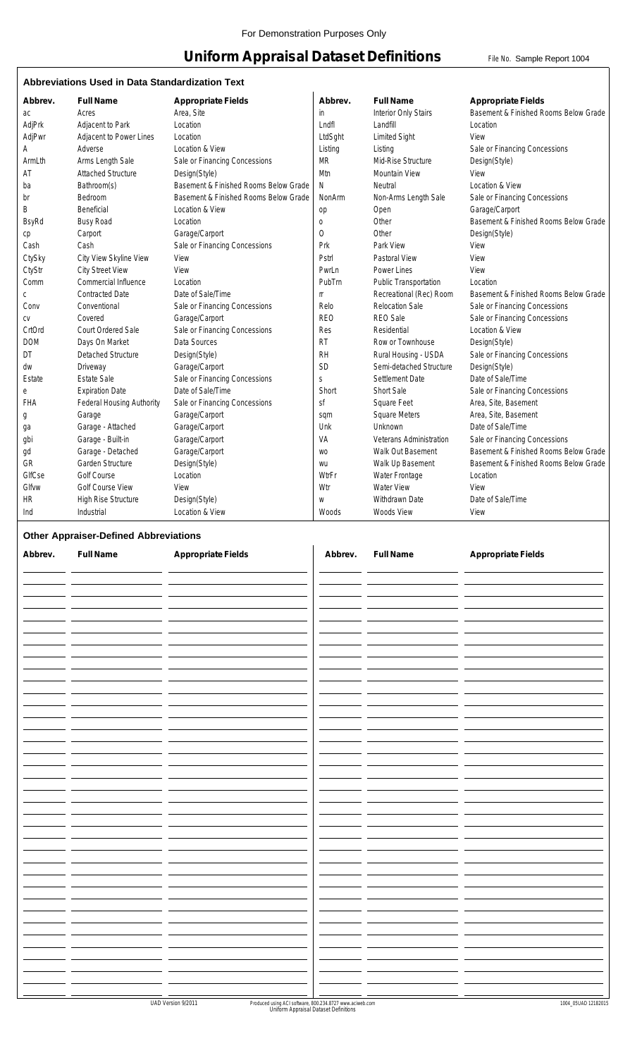For Demonstration Purposes Only

# Uniform Appraisal Dataset Definitions

File No. Sample Report 1004

## Abbreviations Used in Data Standardization Text

| Abbrev. | Full Name | Appropriate Fields | Abbrev. | Full Name | Appropriate Fields |
|---|---|---|---|---|---|
| ac | Acres | Area, Site | in | Interior Only Stairs | Basement & Finished Rooms Below Grade |
| AdjPrk | Adjacent to Park | Location | Lndfl | Landfill | Location |
| AdjPwr | Adjacent to Power Lines | Location | LtdSght | Limited Sight | View |
| A | Adverse | Location & View | Listing | Listing | Sale or Financing Concessions |
| ArmLth | Arms Length Sale | Sale or Financing Concessions | MR | Mid-Rise Structure | Design(Style) |
| AT | Attached Structure | Design(Style) | Mtn | Mountain View | View |
| ba | Bathroom(s) | Basement & Finished Rooms Below Grade | N | Neutral | Location & View |
| br | Bedroom | Basement & Finished Rooms Below Grade | NonArm | Non-Arms Length Sale | Sale or Financing Concessions |
| B | Beneficial | Location & View | op | Open | Garage/Carport |
| BsyRd | Busy Road | Location | o | Other | Basement & Finished Rooms Below Grade |
| cp | Carport | Garage/Carport | O | Other | Design(Style) |
| Cash | Cash | Sale or Financing Concessions | Prk | Park View | View |
| CtySky | City View Skyline View | View | Pstrl | Pastoral View | View |
| CtyStr | City Street View | View | PwrLn | Power Lines | View |
| Comm | Commercial Influence | Location | PubTrn | Public Transportation | Location |
| c | Contracted Date | Date of Sale/Time | rr | Recreational (Rec) Room | Basement & Finished Rooms Below Grade |
| Conv | Conventional | Sale or Financing Concessions | Relo | Relocation Sale | Sale or Financing Concessions |
| cv | Covered | Garage/Carport | REO | REO Sale | Sale or Financing Concessions |
| CrtOrd | Court Ordered Sale | Sale or Financing Concessions | Res | Residential | Location & View |
| DOM | Days On Market | Data Sources | RT | Row or Townhouse | Design(Style) |
| DT | Detached Structure | Design(Style) | RH | Rural Housing - USDA | Sale or Financing Concessions |
| dw | Driveway | Garage/Carport | SD | Semi-detached Structure | Design(Style) |
| Estate | Estate Sale | Sale or Financing Concessions | s | Settlement Date | Date of Sale/Time |
| e | Expiration Date | Date of Sale/Time | Short | Short Sale | Sale or Financing Concessions |
| FHA | Federal Housing Authority | Sale or Financing Concessions | sf | Square Feet | Area, Site, Basement |
| g | Garage | Garage/Carport | sqm | Square Meters | Area, Site, Basement |
| ga | Garage - Attached | Garage/Carport | Unk | Unknown | Date of Sale/Time |
| gbi | Garage - Built-in | Garage/Carport | VA | Veterans Administration | Sale or Financing Concessions |
| gd | Garage - Detached | Garage/Carport | wo | Walk Out Basement | Basement & Finished Rooms Below Grade |
| GR | Garden Structure | Design(Style) | wu | Walk Up Basement | Basement & Finished Rooms Below Grade |
| GlfCse | Golf Course | Location | WtrFr | Water Frontage | Location |
| Glfvw | Golf Course View | View | Wtr | Water View | View |
| HR | High Rise Structure | Design(Style) | w | Withdrawn Date | Date of Sale/Time |
| Ind | Industrial | Location & View | Woods | Woods View | View |

## Other Appraiser-Defined Abbreviations

| Abbrev. | Full Name | Appropriate Fields | Abbrev. | Full Name | Appropriate Fields |
|---|---|---|---|---|---|
| | | | | | |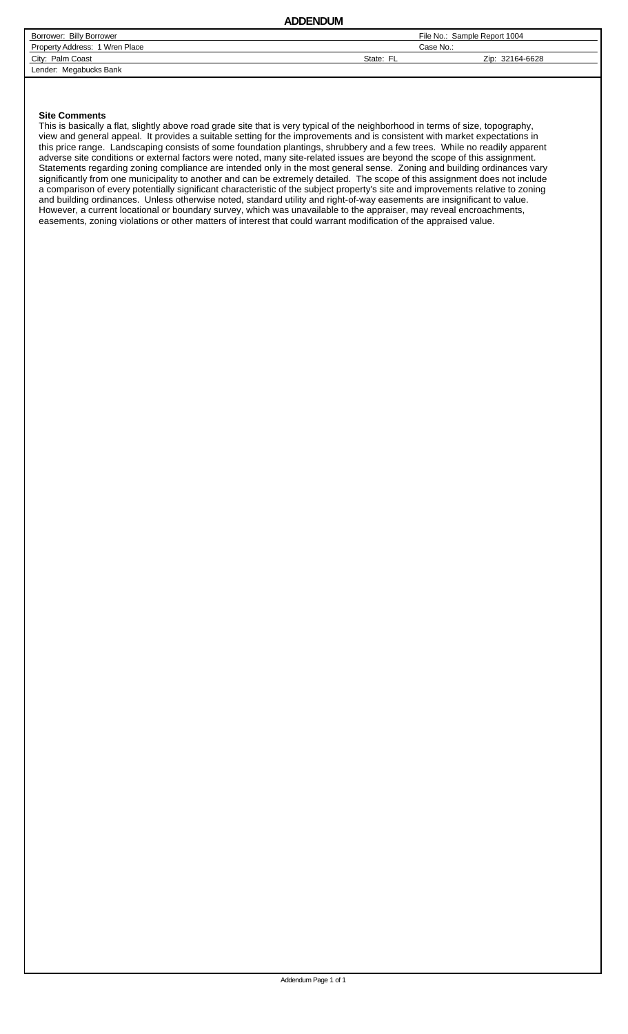# ADDENDUM

| Borrower: Billy Borrower | | File No.: Sample Report 1004 |
|---|---|---|
| Property Address: 1 Wren Place | | Case No.: |
| City: Palm Coast | State: FL | Zip: 32164-6628 |
| Lender: Megabucks Bank | | |

**Site Comments**

This is basically a flat, slightly above road grade site that is very typical of the neighborhood in terms of size, topography, view and general appeal. It provides a suitable setting for the improvements and is consistent with market expectations in this price range. Landscaping consists of some foundation plantings, shrubbery and a few trees. While no readily apparent adverse site conditions or external factors were noted, many site-related issues are beyond the scope of this assignment. Statements regarding zoning compliance are intended only in the most general sense. Zoning and building ordinances vary significantly from one municipality to another and can be extremely detailed. The scope of this assignment does not include a comparison of every potentially significant characteristic of the subject property's site and improvements relative to zoning and building ordinances. Unless otherwise noted, standard utility and right-of-way easements are insignificant to value. However, a current locational or boundary survey, which was unavailable to the appraiser, may reveal encroachments, easements, zoning violations or other matters of interest that could warrant modification of the appraised value.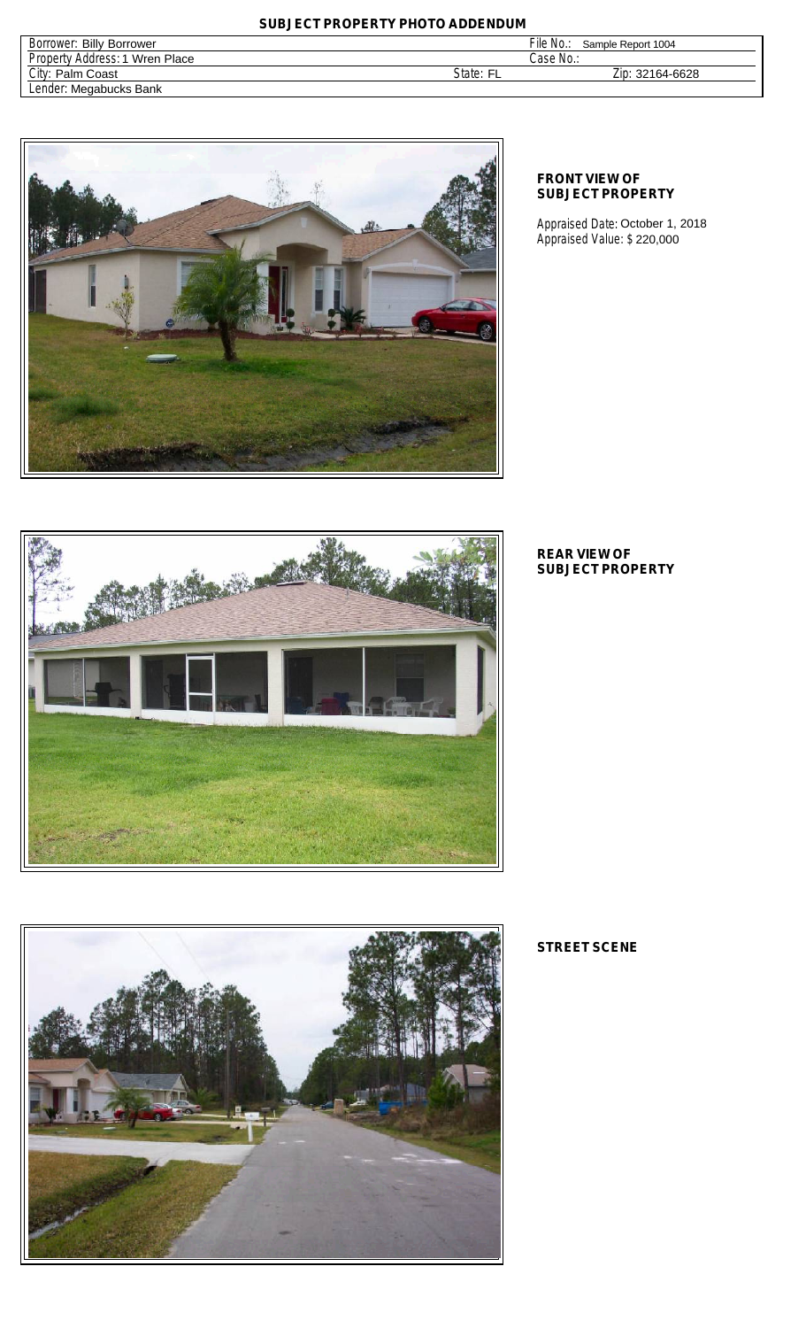# SUBJECT PROPERTY PHOTO ADDENDUM

| Borrower: Billy Borrower | | File No.: Sample Report 1004 |
| --- | --- | --- |
| Property Address: 1 Wren Place | | Case No.: |
| City: Palm Coast | State: FL | Zip: 32164-6628 |
| Lender: Megabucks Bank | | |

**FRONT VIEW OF SUBJECT PROPERTY**

Appraised Date: October 1, 2018
Appraised Value: $ 220,000

**REAR VIEW OF SUBJECT PROPERTY**

**STREET SCENE**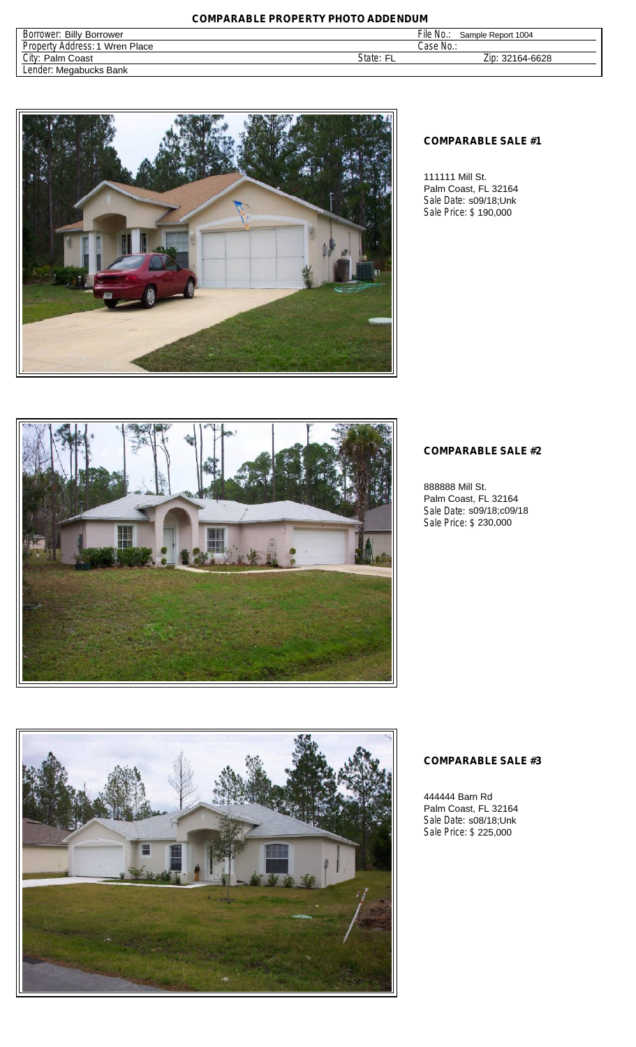# COMPARABLE PROPERTY PHOTO ADDENDUM

| Borrower: Billy Borrower | | File No.: Sample Report 1004 |
|---|---|---|
| Property Address: 1 Wren Place | | Case No.: |
| City: Palm Coast | State: FL | Zip: 32164-6628 |
| Lender: Megabucks Bank | | |

**COMPARABLE SALE #1**

111111 Mill St.
Palm Coast, FL 32164
Sale Date: s09/18;Unk
Sale Price: $ 190,000

**COMPARABLE SALE #2**

888888 Mill St.
Palm Coast, FL 32164
Sale Date: s09/18;c09/18
Sale Price: $ 230,000

**COMPARABLE SALE #3**

444444 Barn Rd
Palm Coast, FL 32164
Sale Date: s08/18;Unk
Sale Price: $ 225,000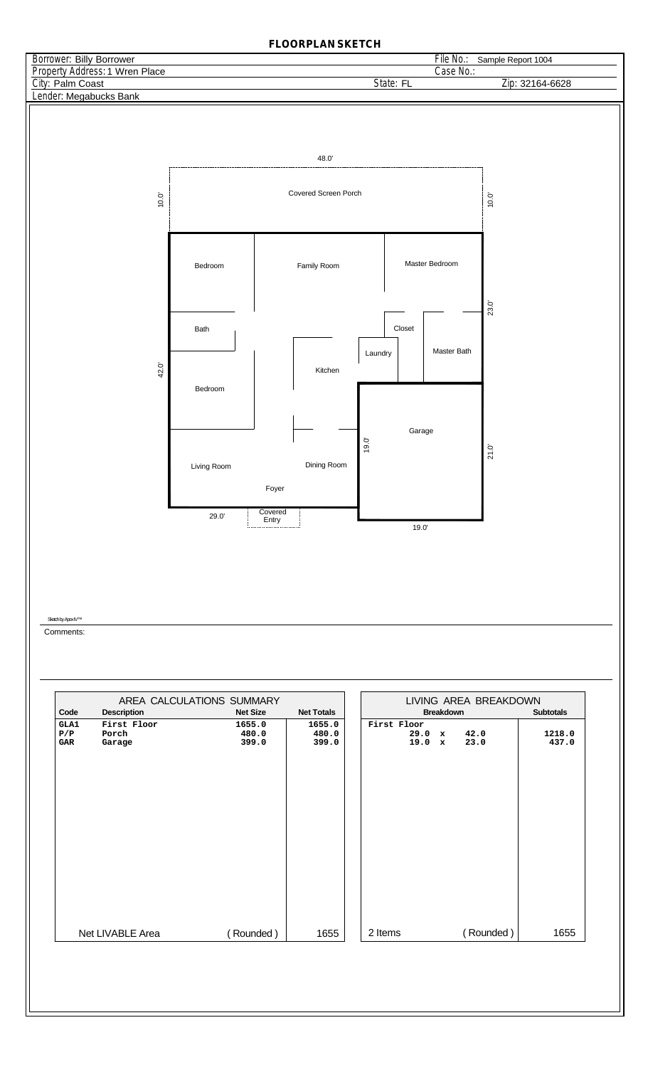# FLOORPLAN SKETCH

| | |
|---|---|
| Borrower: Billy Borrower | File No.: Sample Report 1004 |
| Property Address: 1 Wren Place | Case No.: |
| City: Palm Coast | State: FL | Zip: 32164-6628 |
| Lender: Megabucks Bank | |

48.0'

10.0' Covered Screen Porch 10.0'

Bedroom | Family Room | Master Bedroom

23.0'

Bath | Closet

Laundry | Master Bath

42.0' Kitchen

Bedroom

Garage

19.0' 21.0'

Living Room | Dining Room

Foyer

29.0' Covered Entry

19.0'

Sketch by Apex IV™

Comments:

| AREA CALCULATIONS SUMMARY | | | |
|---|---|---|---|
| **Code** | **Description** | **Net Size** | **Net Totals** |
| GLA1 | First Floor | 1655.0 | 1655.0 |
| P/P | Porch | 480.0 | 480.0 |
| GAR | Garage | 399.0 | 399.0 |
| Net LIVABLE Area | | ( Rounded ) | 1655 |

| LIVING AREA BREAKDOWN | |
|---|---|
| **Breakdown** | **Subtotals** |
| First Floor | |
| 29.0 x 42.0 | 1218.0 |
| 19.0 x 23.0 | 437.0 |
| 2 Items ( Rounded ) | 1655 |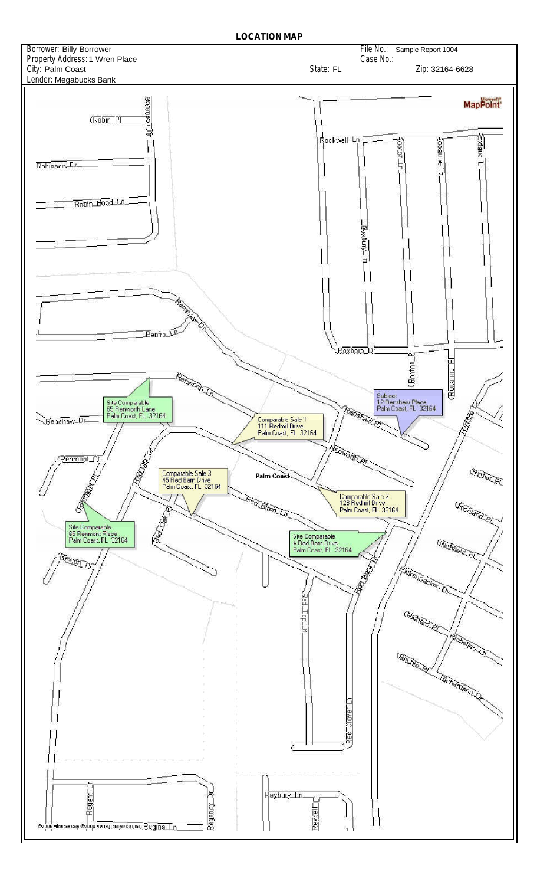# LOCATION MAP

| | | | |
|---|---|---|---|
| Borrower: Billy Borrower | | File No.: Sample Report 1004 | |
| Property Address: 1 Wren Place | | Case No.: | |
| City: Palm Coast | State: FL | | Zip: 32164-6628 |
| Lender: Megabucks Bank | | | |

Site Comparable
65 Renworth Lane
Palm Coast, FL 32164

Comparable Sale 1
111 Redmill Drive
Palm Coast, FL 32164

Subject
12 Renshaw Place
Palm Coast, FL 32164

Comparable Sale 3
45 Red Barn Drive
Palm Coast, FL 32164

Comparable Sale 2
128 Redmill Drive
Palm Coast, FL 32164

Site Comparable
65 Renmont Place
Palm Coast, FL 32164

Site Comparable
4 Red Barn Drive
Palm Coast, FL 32164

©2006 Microsoft Corp ©2004 NAVTEQ, and/or GDT, Inc.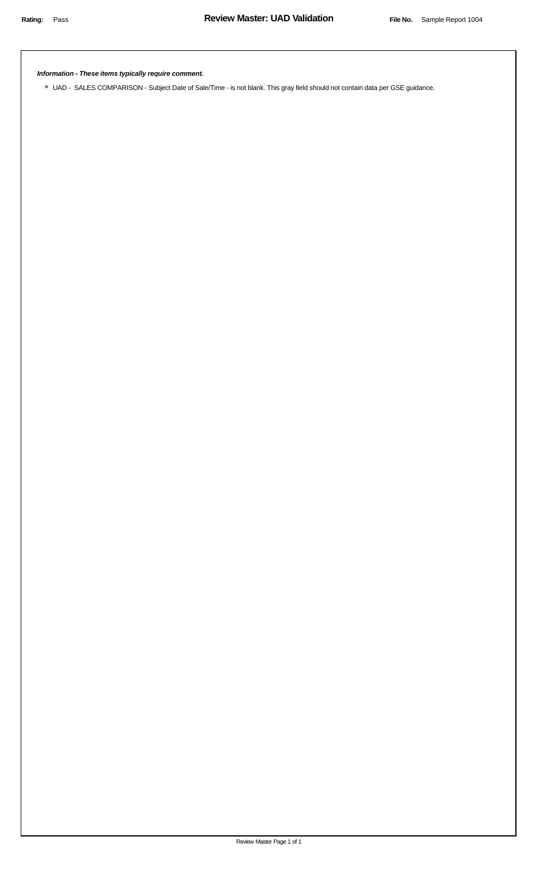**Rating:** Pass

# Review Master: UAD Validation

**File No.** Sample Report 1004

***Information - These items typically require comment.***

- UAD - SALES COMPARISON - Subject Date of Sale/Time - is not blank. This gray field should not contain data per GSE guidance.